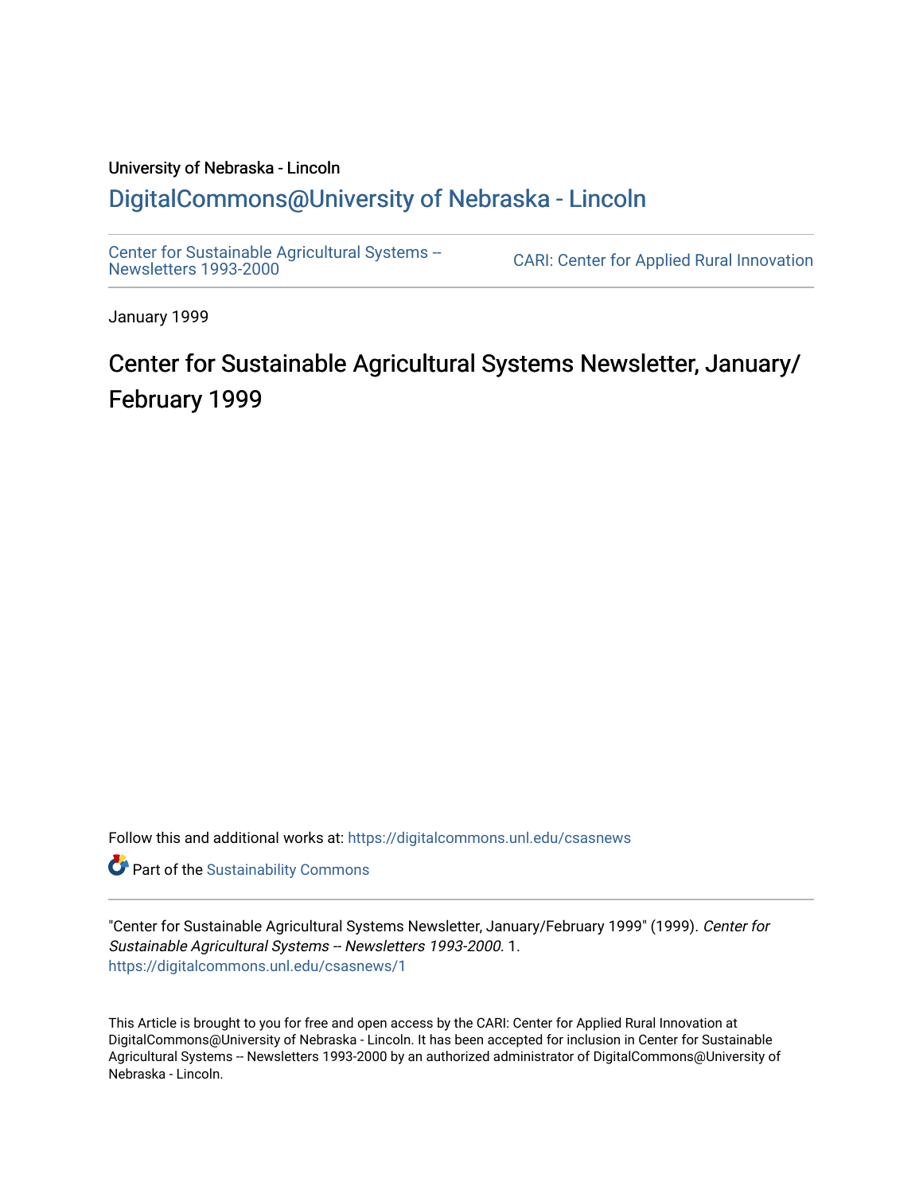University of Nebraska - Lincoln

## DigitalCommons@University of Nebraska - Lincoln

Center for Sustainable Agricultural Systems -- Newsletters 1993-2000

CARI: Center for Applied Rural Innovation

January 1999

# Center for Sustainable Agricultural Systems Newsletter, January/February 1999

Follow this and additional works at: https://digitalcommons.unl.edu/csasnews

Part of the Sustainability Commons

"Center for Sustainable Agricultural Systems Newsletter, January/February 1999" (1999). *Center for Sustainable Agricultural Systems -- Newsletters 1993-2000*. 1.
https://digitalcommons.unl.edu/csasnews/1

This Article is brought to you for free and open access by the CARI: Center for Applied Rural Innovation at DigitalCommons@University of Nebraska - Lincoln. It has been accepted for inclusion in Center for Sustainable Agricultural Systems -- Newsletters 1993-2000 by an authorized administrator of DigitalCommons@University of Nebraska - Lincoln.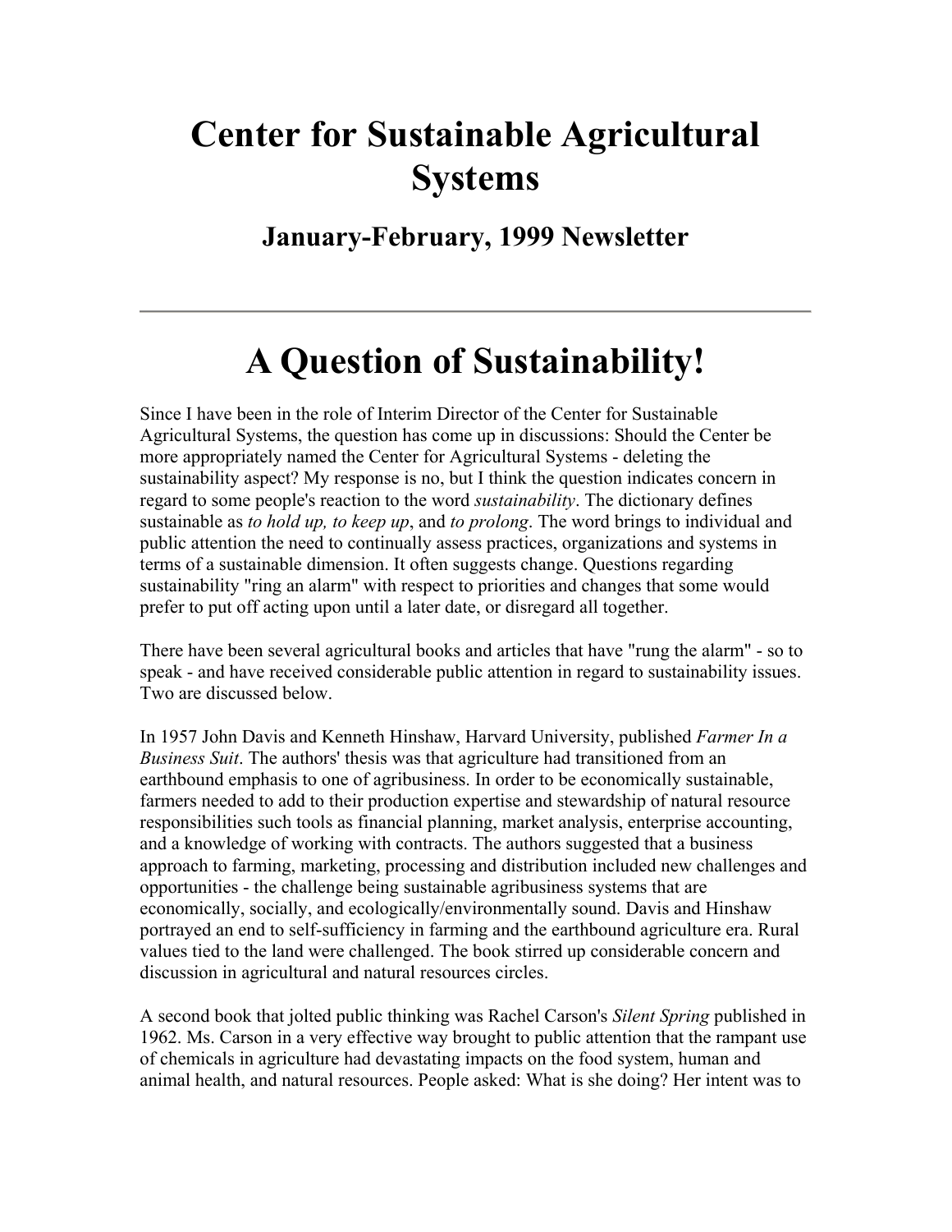# Center for Sustainable Agricultural Systems

## January-February, 1999 Newsletter

---

# A Question of Sustainability!

Since I have been in the role of Interim Director of the Center for Sustainable Agricultural Systems, the question has come up in discussions: Should the Center be more appropriately named the Center for Agricultural Systems - deleting the sustainability aspect? My response is no, but I think the question indicates concern in regard to some people's reaction to the word *sustainability*. The dictionary defines sustainable as *to hold up, to keep up*, and *to prolong*. The word brings to individual and public attention the need to continually assess practices, organizations and systems in terms of a sustainable dimension. It often suggests change. Questions regarding sustainability "ring an alarm" with respect to priorities and changes that some would prefer to put off acting upon until a later date, or disregard all together.

There have been several agricultural books and articles that have "rung the alarm" - so to speak - and have received considerable public attention in regard to sustainability issues. Two are discussed below.

In 1957 John Davis and Kenneth Hinshaw, Harvard University, published *Farmer In a Business Suit*. The authors' thesis was that agriculture had transitioned from an earthbound emphasis to one of agribusiness. In order to be economically sustainable, farmers needed to add to their production expertise and stewardship of natural resource responsibilities such tools as financial planning, market analysis, enterprise accounting, and a knowledge of working with contracts. The authors suggested that a business approach to farming, marketing, processing and distribution included new challenges and opportunities - the challenge being sustainable agribusiness systems that are economically, socially, and ecologically/environmentally sound. Davis and Hinshaw portrayed an end to self-sufficiency in farming and the earthbound agriculture era. Rural values tied to the land were challenged. The book stirred up considerable concern and discussion in agricultural and natural resources circles.

A second book that jolted public thinking was Rachel Carson's *Silent Spring* published in 1962. Ms. Carson in a very effective way brought to public attention that the rampant use of chemicals in agriculture had devastating impacts on the food system, human and animal health, and natural resources. People asked: What is she doing? Her intent was to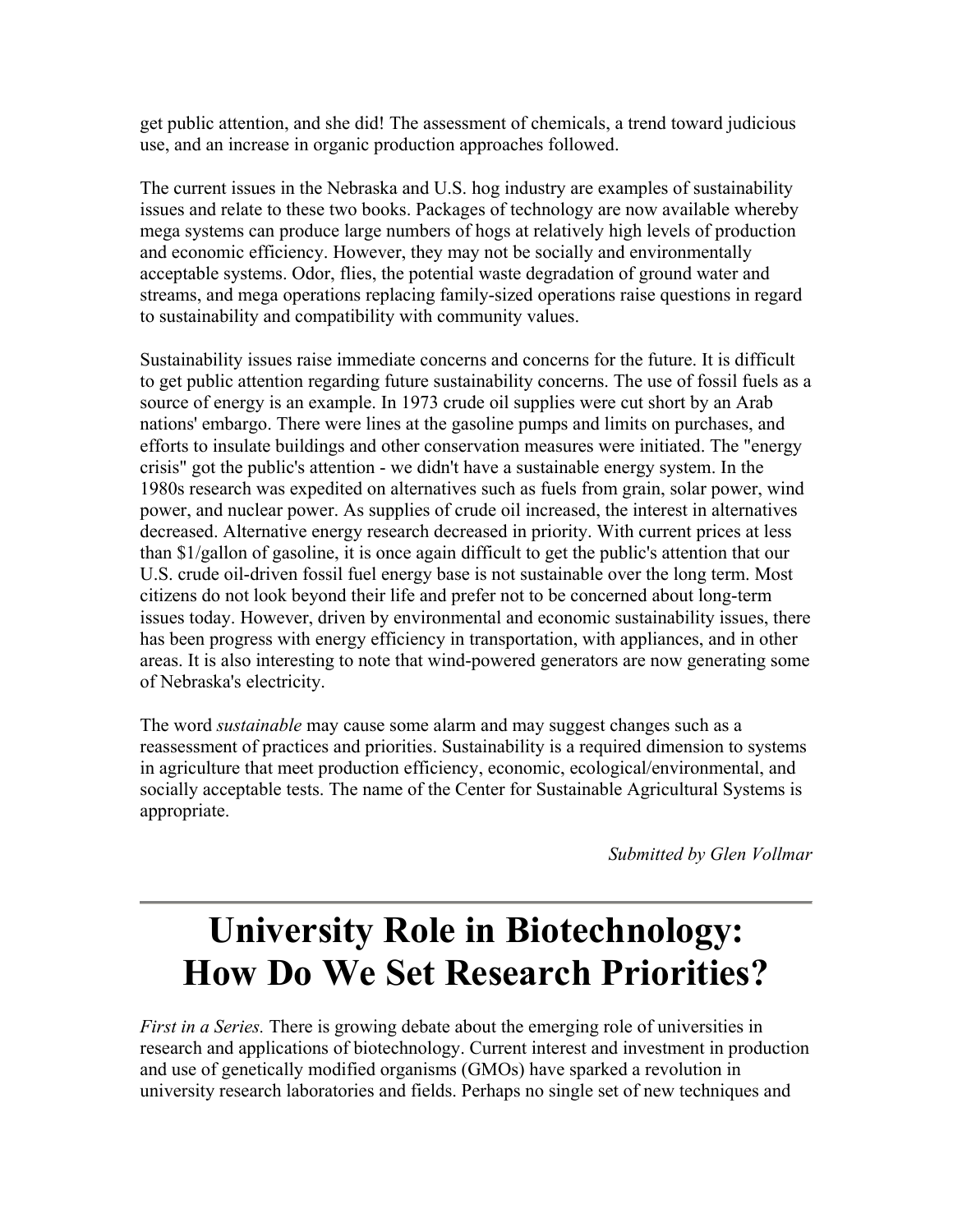get public attention, and she did! The assessment of chemicals, a trend toward judicious use, and an increase in organic production approaches followed.

The current issues in the Nebraska and U.S. hog industry are examples of sustainability issues and relate to these two books. Packages of technology are now available whereby mega systems can produce large numbers of hogs at relatively high levels of production and economic efficiency. However, they may not be socially and environmentally acceptable systems. Odor, flies, the potential waste degradation of ground water and streams, and mega operations replacing family-sized operations raise questions in regard to sustainability and compatibility with community values.

Sustainability issues raise immediate concerns and concerns for the future. It is difficult to get public attention regarding future sustainability concerns. The use of fossil fuels as a source of energy is an example. In 1973 crude oil supplies were cut short by an Arab nations' embargo. There were lines at the gasoline pumps and limits on purchases, and efforts to insulate buildings and other conservation measures were initiated. The "energy crisis" got the public's attention - we didn't have a sustainable energy system. In the 1980s research was expedited on alternatives such as fuels from grain, solar power, wind power, and nuclear power. As supplies of crude oil increased, the interest in alternatives decreased. Alternative energy research decreased in priority. With current prices at less than $1/gallon of gasoline, it is once again difficult to get the public's attention that our U.S. crude oil-driven fossil fuel energy base is not sustainable over the long term. Most citizens do not look beyond their life and prefer not to be concerned about long-term issues today. However, driven by environmental and economic sustainability issues, there has been progress with energy efficiency in transportation, with appliances, and in other areas. It is also interesting to note that wind-powered generators are now generating some of Nebraska's electricity.

The word *sustainable* may cause some alarm and may suggest changes such as a reassessment of practices and priorities. Sustainability is a required dimension to systems in agriculture that meet production efficiency, economic, ecological/environmental, and socially acceptable tests. The name of the Center for Sustainable Agricultural Systems is appropriate.

*Submitted by Glen Vollmar*

---

# University Role in Biotechnology: How Do We Set Research Priorities?

*First in a Series.* There is growing debate about the emerging role of universities in research and applications of biotechnology. Current interest and investment in production and use of genetically modified organisms (GMOs) have sparked a revolution in university research laboratories and fields. Perhaps no single set of new techniques and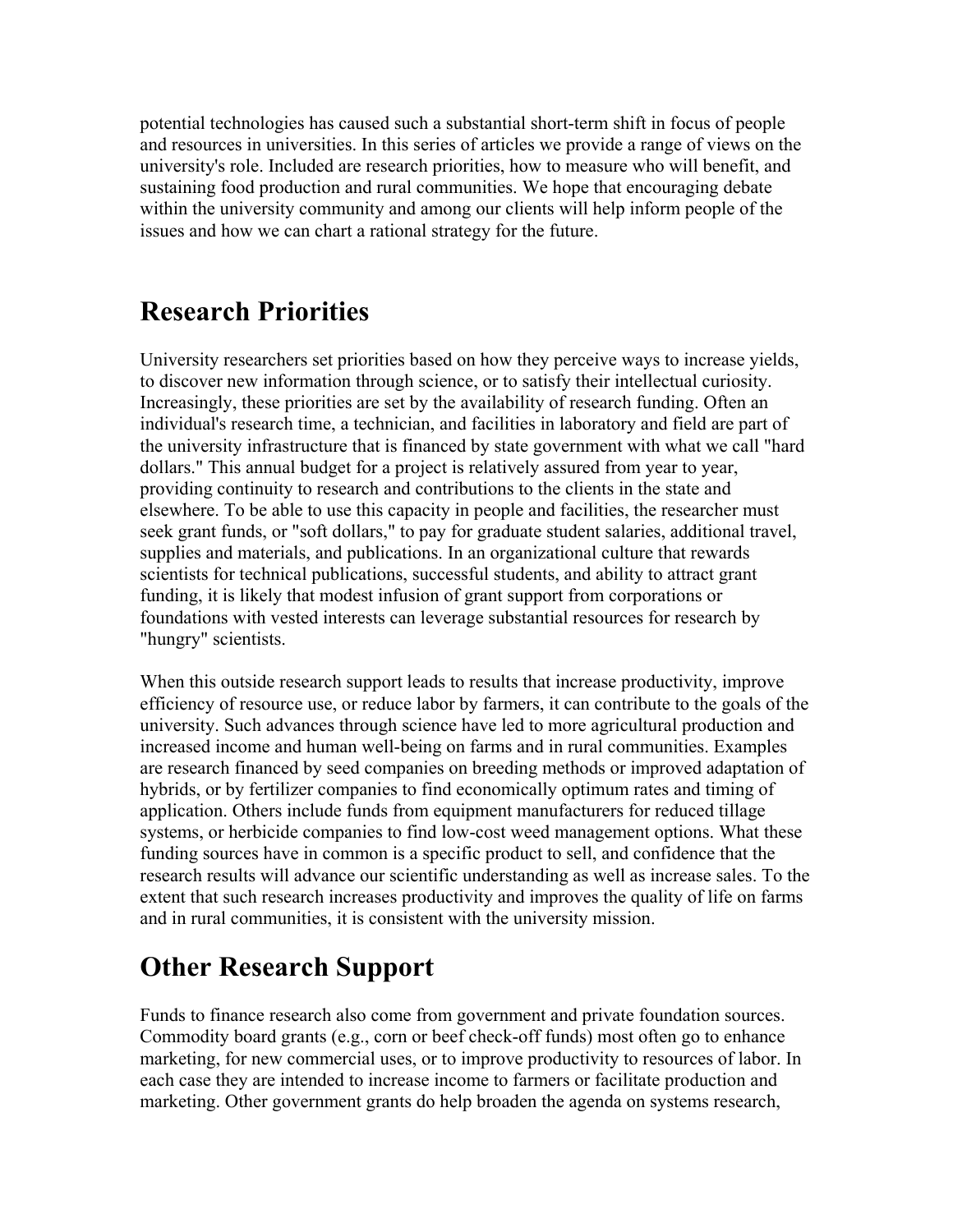potential technologies has caused such a substantial short-term shift in focus of people and resources in universities. In this series of articles we provide a range of views on the university's role. Included are research priorities, how to measure who will benefit, and sustaining food production and rural communities. We hope that encouraging debate within the university community and among our clients will help inform people of the issues and how we can chart a rational strategy for the future.

## Research Priorities

University researchers set priorities based on how they perceive ways to increase yields, to discover new information through science, or to satisfy their intellectual curiosity. Increasingly, these priorities are set by the availability of research funding. Often an individual's research time, a technician, and facilities in laboratory and field are part of the university infrastructure that is financed by state government with what we call "hard dollars." This annual budget for a project is relatively assured from year to year, providing continuity to research and contributions to the clients in the state and elsewhere. To be able to use this capacity in people and facilities, the researcher must seek grant funds, or "soft dollars," to pay for graduate student salaries, additional travel, supplies and materials, and publications. In an organizational culture that rewards scientists for technical publications, successful students, and ability to attract grant funding, it is likely that modest infusion of grant support from corporations or foundations with vested interests can leverage substantial resources for research by "hungry" scientists.

When this outside research support leads to results that increase productivity, improve efficiency of resource use, or reduce labor by farmers, it can contribute to the goals of the university. Such advances through science have led to more agricultural production and increased income and human well-being on farms and in rural communities. Examples are research financed by seed companies on breeding methods or improved adaptation of hybrids, or by fertilizer companies to find economically optimum rates and timing of application. Others include funds from equipment manufacturers for reduced tillage systems, or herbicide companies to find low-cost weed management options. What these funding sources have in common is a specific product to sell, and confidence that the research results will advance our scientific understanding as well as increase sales. To the extent that such research increases productivity and improves the quality of life on farms and in rural communities, it is consistent with the university mission.

## Other Research Support

Funds to finance research also come from government and private foundation sources. Commodity board grants (e.g., corn or beef check-off funds) most often go to enhance marketing, for new commercial uses, or to improve productivity to resources of labor. In each case they are intended to increase income to farmers or facilitate production and marketing. Other government grants do help broaden the agenda on systems research,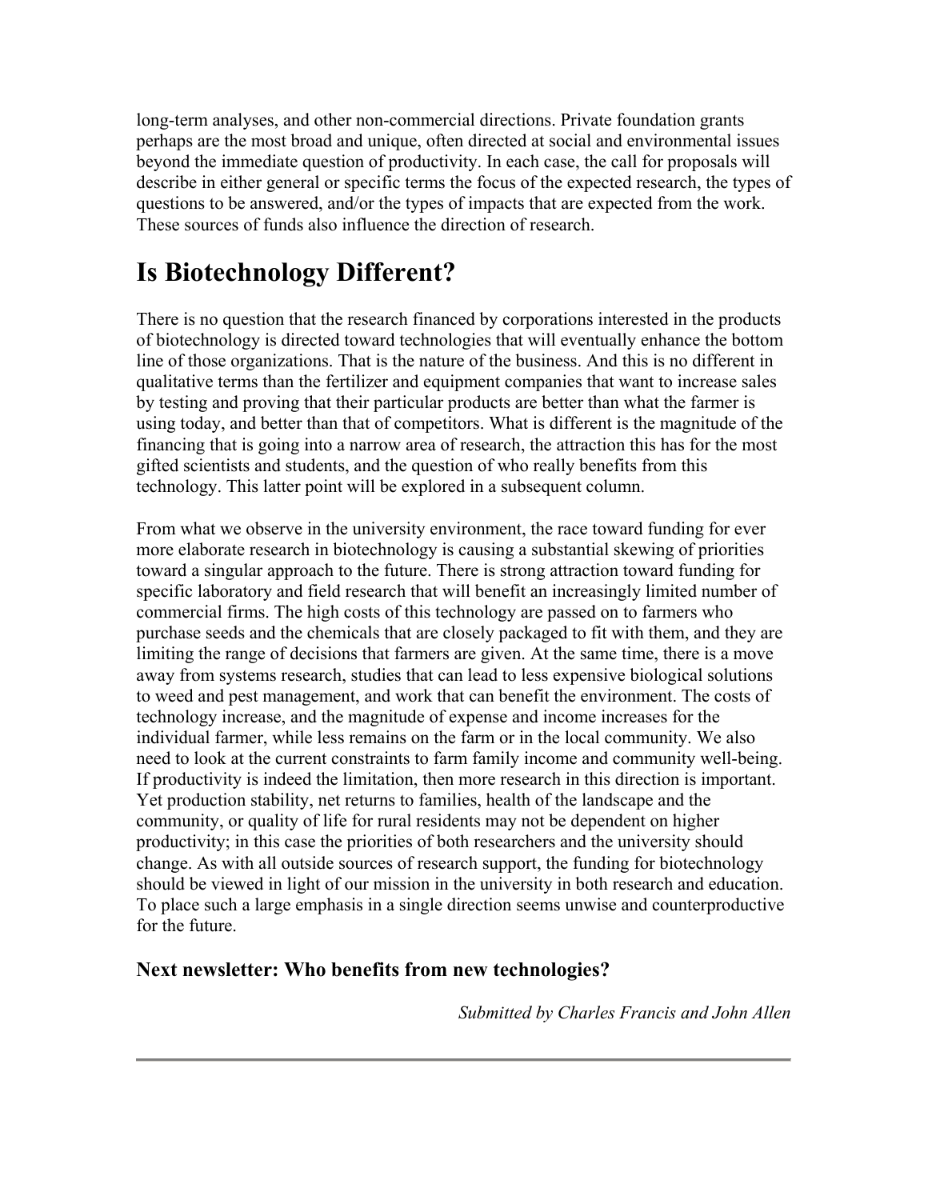long-term analyses, and other non-commercial directions. Private foundation grants perhaps are the most broad and unique, often directed at social and environmental issues beyond the immediate question of productivity. In each case, the call for proposals will describe in either general or specific terms the focus of the expected research, the types of questions to be answered, and/or the types of impacts that are expected from the work. These sources of funds also influence the direction of research.

# Is Biotechnology Different?

There is no question that the research financed by corporations interested in the products of biotechnology is directed toward technologies that will eventually enhance the bottom line of those organizations. That is the nature of the business. And this is no different in qualitative terms than the fertilizer and equipment companies that want to increase sales by testing and proving that their particular products are better than what the farmer is using today, and better than that of competitors. What is different is the magnitude of the financing that is going into a narrow area of research, the attraction this has for the most gifted scientists and students, and the question of who really benefits from this technology. This latter point will be explored in a subsequent column.

From what we observe in the university environment, the race toward funding for ever more elaborate research in biotechnology is causing a substantial skewing of priorities toward a singular approach to the future. There is strong attraction toward funding for specific laboratory and field research that will benefit an increasingly limited number of commercial firms. The high costs of this technology are passed on to farmers who purchase seeds and the chemicals that are closely packaged to fit with them, and they are limiting the range of decisions that farmers are given. At the same time, there is a move away from systems research, studies that can lead to less expensive biological solutions to weed and pest management, and work that can benefit the environment. The costs of technology increase, and the magnitude of expense and income increases for the individual farmer, while less remains on the farm or in the local community. We also need to look at the current constraints to farm family income and community well-being. If productivity is indeed the limitation, then more research in this direction is important. Yet production stability, net returns to families, health of the landscape and the community, or quality of life for rural residents may not be dependent on higher productivity; in this case the priorities of both researchers and the university should change. As with all outside sources of research support, the funding for biotechnology should be viewed in light of our mission in the university in both research and education. To place such a large emphasis in a single direction seems unwise and counterproductive for the future.

### Next newsletter: Who benefits from new technologies?

*Submitted by Charles Francis and John Allen*

---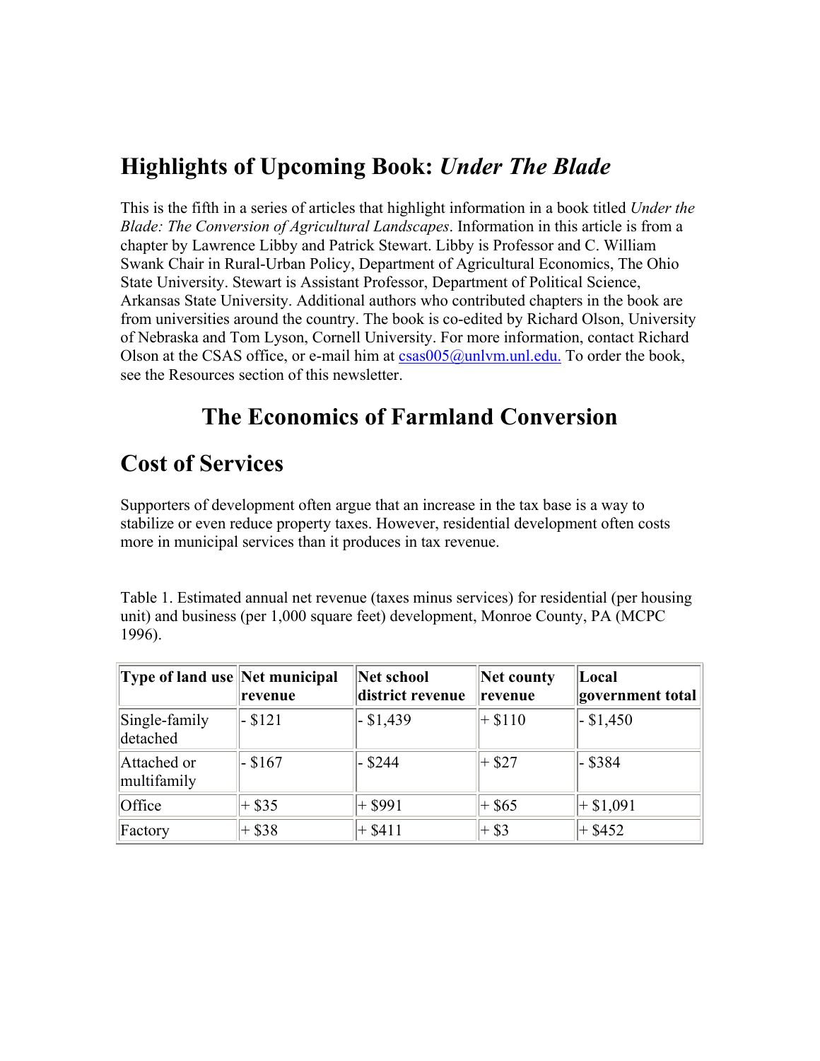## Highlights of Upcoming Book: *Under The Blade*

This is the fifth in a series of articles that highlight information in a book titled *Under the Blade: The Conversion of Agricultural Landscapes*. Information in this article is from a chapter by Lawrence Libby and Patrick Stewart. Libby is Professor and C. William Swank Chair in Rural-Urban Policy, Department of Agricultural Economics, The Ohio State University. Stewart is Assistant Professor, Department of Political Science, Arkansas State University. Additional authors who contributed chapters in the book are from universities around the country. The book is co-edited by Richard Olson, University of Nebraska and Tom Lyson, Cornell University. For more information, contact Richard Olson at the CSAS office, or e-mail him at csas005@unlvm.unl.edu. To order the book, see the Resources section of this newsletter.

# The Economics of Farmland Conversion

## Cost of Services

Supporters of development often argue that an increase in the tax base is a way to stabilize or even reduce property taxes. However, residential development often costs more in municipal services than it produces in tax revenue.

Table 1. Estimated annual net revenue (taxes minus services) for residential (per housing unit) and business (per 1,000 square feet) development, Monroe County, PA (MCPC 1996).

| Type of land use | Net municipal revenue | Net school district revenue | Net county revenue | Local government total |
|---|---|---|---|---|
| Single-family detached | - $121 | - $1,439 | + $110 | - $1,450 |
| Attached or multifamily | - $167 | - $244 | + $27 | - $384 |
| Office | + $35 | + $991 | + $65 | + $1,091 |
| Factory | + $38 | + $411 | + $3 | + $452 |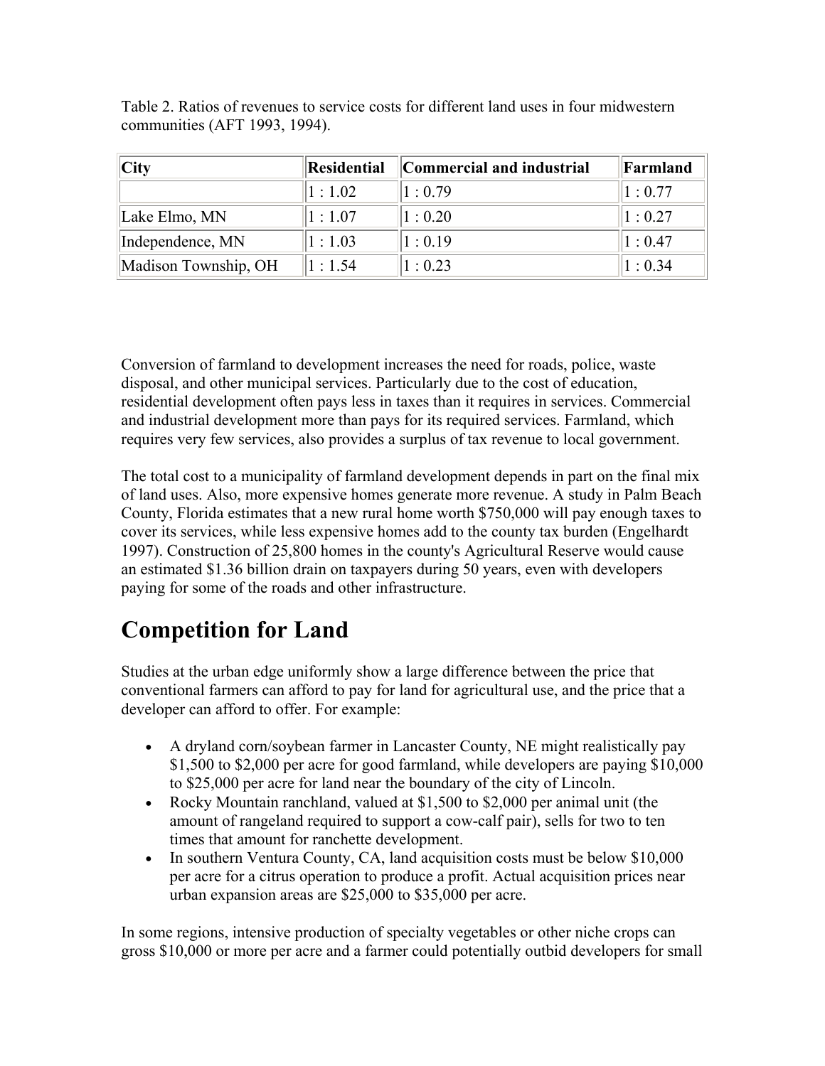Table 2. Ratios of revenues to service costs for different land uses in four midwestern communities (AFT 1993, 1994).

| City | Residential | Commercial and industrial | Farmland |
|---|---|---|---|
| | 1 : 1.02 | 1 : 0.79 | 1 : 0.77 |
| Lake Elmo, MN | 1 : 1.07 | 1 : 0.20 | 1 : 0.27 |
| Independence, MN | 1 : 1.03 | 1 : 0.19 | 1 : 0.47 |
| Madison Township, OH | 1 : 1.54 | 1 : 0.23 | 1 : 0.34 |

Conversion of farmland to development increases the need for roads, police, waste disposal, and other municipal services. Particularly due to the cost of education, residential development often pays less in taxes than it requires in services. Commercial and industrial development more than pays for its required services. Farmland, which requires very few services, also provides a surplus of tax revenue to local government.

The total cost to a municipality of farmland development depends in part on the final mix of land uses. Also, more expensive homes generate more revenue. A study in Palm Beach County, Florida estimates that a new rural home worth $750,000 will pay enough taxes to cover its services, while less expensive homes add to the county tax burden (Engelhardt 1997). Construction of 25,800 homes in the county's Agricultural Reserve would cause an estimated $1.36 billion drain on taxpayers during 50 years, even with developers paying for some of the roads and other infrastructure.

# Competition for Land

Studies at the urban edge uniformly show a large difference between the price that conventional farmers can afford to pay for land for agricultural use, and the price that a developer can afford to offer. For example:

- A dryland corn/soybean farmer in Lancaster County, NE might realistically pay $1,500 to $2,000 per acre for good farmland, while developers are paying $10,000 to $25,000 per acre for land near the boundary of the city of Lincoln.
- Rocky Mountain ranchland, valued at $1,500 to $2,000 per animal unit (the amount of rangeland required to support a cow-calf pair), sells for two to ten times that amount for ranchette development.
- In southern Ventura County, CA, land acquisition costs must be below $10,000 per acre for a citrus operation to produce a profit. Actual acquisition prices near urban expansion areas are $25,000 to $35,000 per acre.

In some regions, intensive production of specialty vegetables or other niche crops can gross $10,000 or more per acre and a farmer could potentially outbid developers for small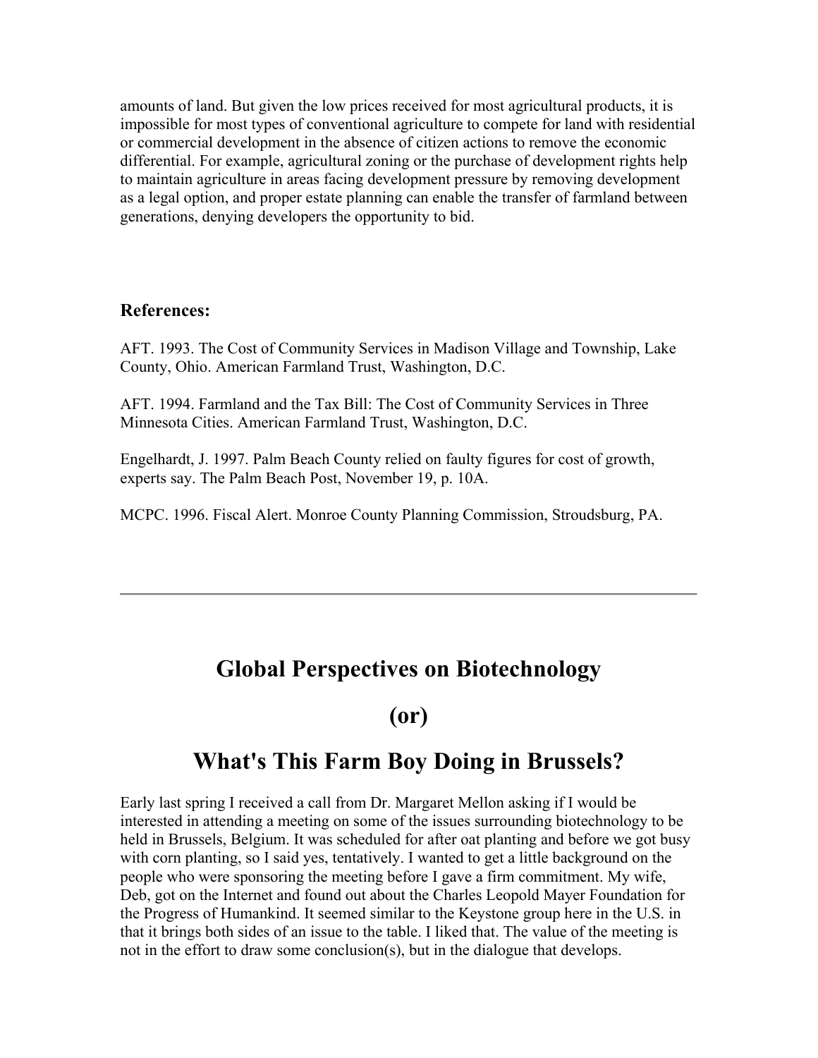amounts of land. But given the low prices received for most agricultural products, it is impossible for most types of conventional agriculture to compete for land with residential or commercial development in the absence of citizen actions to remove the economic differential. For example, agricultural zoning or the purchase of development rights help to maintain agriculture in areas facing development pressure by removing development as a legal option, and proper estate planning can enable the transfer of farmland between generations, denying developers the opportunity to bid.

**References:**

AFT. 1993. The Cost of Community Services in Madison Village and Township, Lake County, Ohio. American Farmland Trust, Washington, D.C.

AFT. 1994. Farmland and the Tax Bill: The Cost of Community Services in Three Minnesota Cities. American Farmland Trust, Washington, D.C.

Engelhardt, J. 1997. Palm Beach County relied on faulty figures for cost of growth, experts say. The Palm Beach Post, November 19, p. 10A.

MCPC. 1996. Fiscal Alert. Monroe County Planning Commission, Stroudsburg, PA.

---

# Global Perspectives on Biotechnology

# (or)

# What's This Farm Boy Doing in Brussels?

Early last spring I received a call from Dr. Margaret Mellon asking if I would be interested in attending a meeting on some of the issues surrounding biotechnology to be held in Brussels, Belgium. It was scheduled for after oat planting and before we got busy with corn planting, so I said yes, tentatively. I wanted to get a little background on the people who were sponsoring the meeting before I gave a firm commitment. My wife, Deb, got on the Internet and found out about the Charles Leopold Mayer Foundation for the Progress of Humankind. It seemed similar to the Keystone group here in the U.S. in that it brings both sides of an issue to the table. I liked that. The value of the meeting is not in the effort to draw some conclusion(s), but in the dialogue that develops.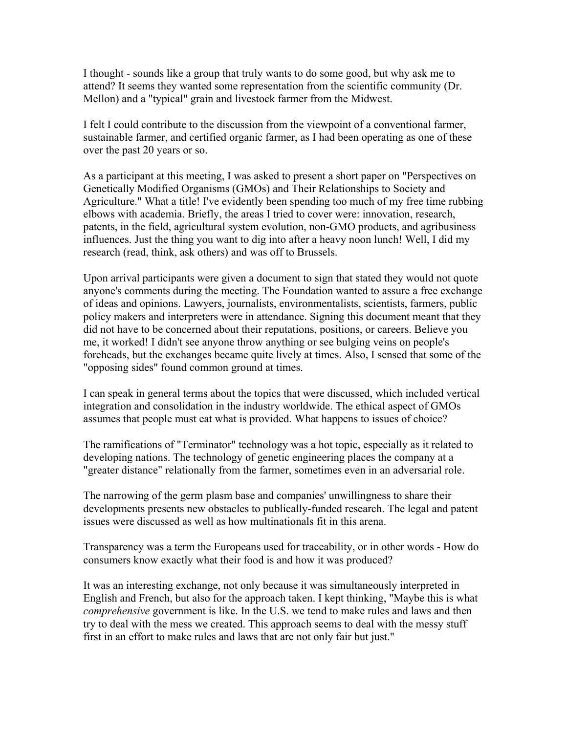I thought - sounds like a group that truly wants to do some good, but why ask me to attend? It seems they wanted some representation from the scientific community (Dr. Mellon) and a "typical" grain and livestock farmer from the Midwest.

I felt I could contribute to the discussion from the viewpoint of a conventional farmer, sustainable farmer, and certified organic farmer, as I had been operating as one of these over the past 20 years or so.

As a participant at this meeting, I was asked to present a short paper on "Perspectives on Genetically Modified Organisms (GMOs) and Their Relationships to Society and Agriculture." What a title! I've evidently been spending too much of my free time rubbing elbows with academia. Briefly, the areas I tried to cover were: innovation, research, patents, in the field, agricultural system evolution, non-GMO products, and agribusiness influences. Just the thing you want to dig into after a heavy noon lunch! Well, I did my research (read, think, ask others) and was off to Brussels.

Upon arrival participants were given a document to sign that stated they would not quote anyone's comments during the meeting. The Foundation wanted to assure a free exchange of ideas and opinions. Lawyers, journalists, environmentalists, scientists, farmers, public policy makers and interpreters were in attendance. Signing this document meant that they did not have to be concerned about their reputations, positions, or careers. Believe you me, it worked! I didn't see anyone throw anything or see bulging veins on people's foreheads, but the exchanges became quite lively at times. Also, I sensed that some of the "opposing sides" found common ground at times.

I can speak in general terms about the topics that were discussed, which included vertical integration and consolidation in the industry worldwide. The ethical aspect of GMOs assumes that people must eat what is provided. What happens to issues of choice?

The ramifications of "Terminator" technology was a hot topic, especially as it related to developing nations. The technology of genetic engineering places the company at a "greater distance" relationally from the farmer, sometimes even in an adversarial role.

The narrowing of the germ plasm base and companies' unwillingness to share their developments presents new obstacles to publically-funded research. The legal and patent issues were discussed as well as how multinationals fit in this arena.

Transparency was a term the Europeans used for traceability, or in other words - How do consumers know exactly what their food is and how it was produced?

It was an interesting exchange, not only because it was simultaneously interpreted in English and French, but also for the approach taken. I kept thinking, "Maybe this is what *comprehensive* government is like. In the U.S. we tend to make rules and laws and then try to deal with the mess we created. This approach seems to deal with the messy stuff first in an effort to make rules and laws that are not only fair but just."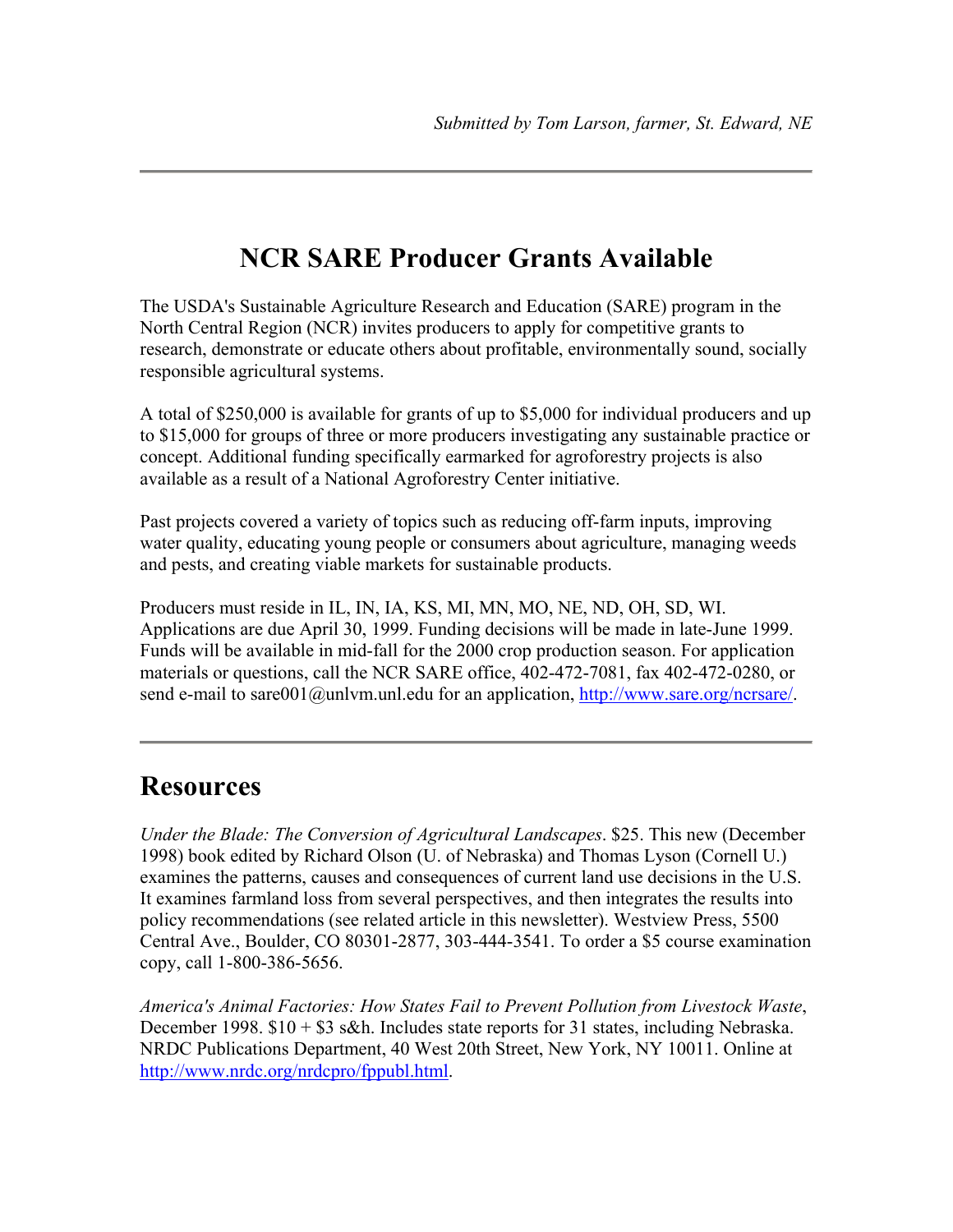*Submitted by Tom Larson, farmer, St. Edward, NE*

---

## NCR SARE Producer Grants Available

The USDA's Sustainable Agriculture Research and Education (SARE) program in the North Central Region (NCR) invites producers to apply for competitive grants to research, demonstrate or educate others about profitable, environmentally sound, socially responsible agricultural systems.

A total of $250,000 is available for grants of up to $5,000 for individual producers and up to $15,000 for groups of three or more producers investigating any sustainable practice or concept. Additional funding specifically earmarked for agroforestry projects is also available as a result of a National Agroforestry Center initiative.

Past projects covered a variety of topics such as reducing off-farm inputs, improving water quality, educating young people or consumers about agriculture, managing weeds and pests, and creating viable markets for sustainable products.

Producers must reside in IL, IN, IA, KS, MI, MN, MO, NE, ND, OH, SD, WI. Applications are due April 30, 1999. Funding decisions will be made in late-June 1999. Funds will be available in mid-fall for the 2000 crop production season. For application materials or questions, call the NCR SARE office, 402-472-7081, fax 402-472-0280, or send e-mail to sare001@unlvm.unl.edu for an application, [http://www.sare.org/ncrsare/](http://www.sare.org/ncrsare/).

---

# Resources

*Under the Blade: The Conversion of Agricultural Landscapes*. $25. This new (December 1998) book edited by Richard Olson (U. of Nebraska) and Thomas Lyson (Cornell U.) examines the patterns, causes and consequences of current land use decisions in the U.S. It examines farmland loss from several perspectives, and then integrates the results into policy recommendations (see related article in this newsletter). Westview Press, 5500 Central Ave., Boulder, CO 80301-2877, 303-444-3541. To order a $5 course examination copy, call 1-800-386-5656.

*America's Animal Factories: How States Fail to Prevent Pollution from Livestock Waste*, December 1998. $10 + $3 s&h. Includes state reports for 31 states, including Nebraska. NRDC Publications Department, 40 West 20th Street, New York, NY 10011. Online at [http://www.nrdc.org/nrdcpro/fppubl.html](http://www.nrdc.org/nrdcpro/fppubl.html).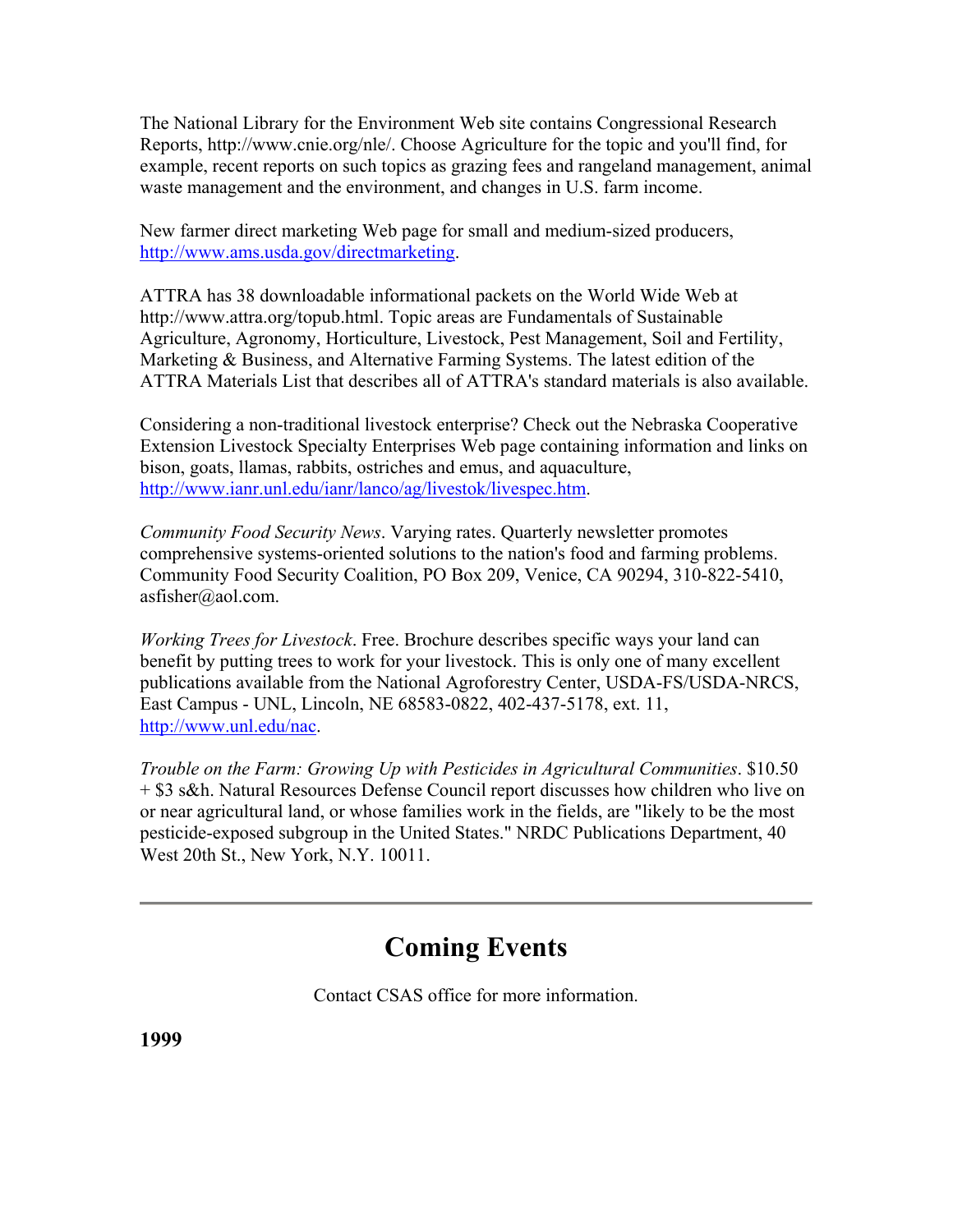The National Library for the Environment Web site contains Congressional Research Reports, http://www.cnie.org/nle/. Choose Agriculture for the topic and you'll find, for example, recent reports on such topics as grazing fees and rangeland management, animal waste management and the environment, and changes in U.S. farm income.

New farmer direct marketing Web page for small and medium-sized producers, [http://www.ams.usda.gov/directmarketing](http://www.ams.usda.gov/directmarketing).

ATTRA has 38 downloadable informational packets on the World Wide Web at http://www.attra.org/topub.html. Topic areas are Fundamentals of Sustainable Agriculture, Agronomy, Horticulture, Livestock, Pest Management, Soil and Fertility, Marketing & Business, and Alternative Farming Systems. The latest edition of the ATTRA Materials List that describes all of ATTRA's standard materials is also available.

Considering a non-traditional livestock enterprise? Check out the Nebraska Cooperative Extension Livestock Specialty Enterprises Web page containing information and links on bison, goats, llamas, rabbits, ostriches and emus, and aquaculture, [http://www.ianr.unl.edu/ianr/lanco/ag/livestok/livespec.htm](http://www.ianr.unl.edu/ianr/lanco/ag/livestok/livespec.htm).

*Community Food Security News*. Varying rates. Quarterly newsletter promotes comprehensive systems-oriented solutions to the nation's food and farming problems. Community Food Security Coalition, PO Box 209, Venice, CA 90294, 310-822-5410, asfisher@aol.com.

*Working Trees for Livestock*. Free. Brochure describes specific ways your land can benefit by putting trees to work for your livestock. This is only one of many excellent publications available from the National Agroforestry Center, USDA-FS/USDA-NRCS, East Campus - UNL, Lincoln, NE 68583-0822, 402-437-5178, ext. 11, [http://www.unl.edu/nac](http://www.unl.edu/nac).

*Trouble on the Farm: Growing Up with Pesticides in Agricultural Communities*. $10.50 + $3 s&h. Natural Resources Defense Council report discusses how children who live on or near agricultural land, or whose families work in the fields, are "likely to be the most pesticide-exposed subgroup in the United States." NRDC Publications Department, 40 West 20th St., New York, N.Y. 10011.

---

## Coming Events

Contact CSAS office for more information.

**1999**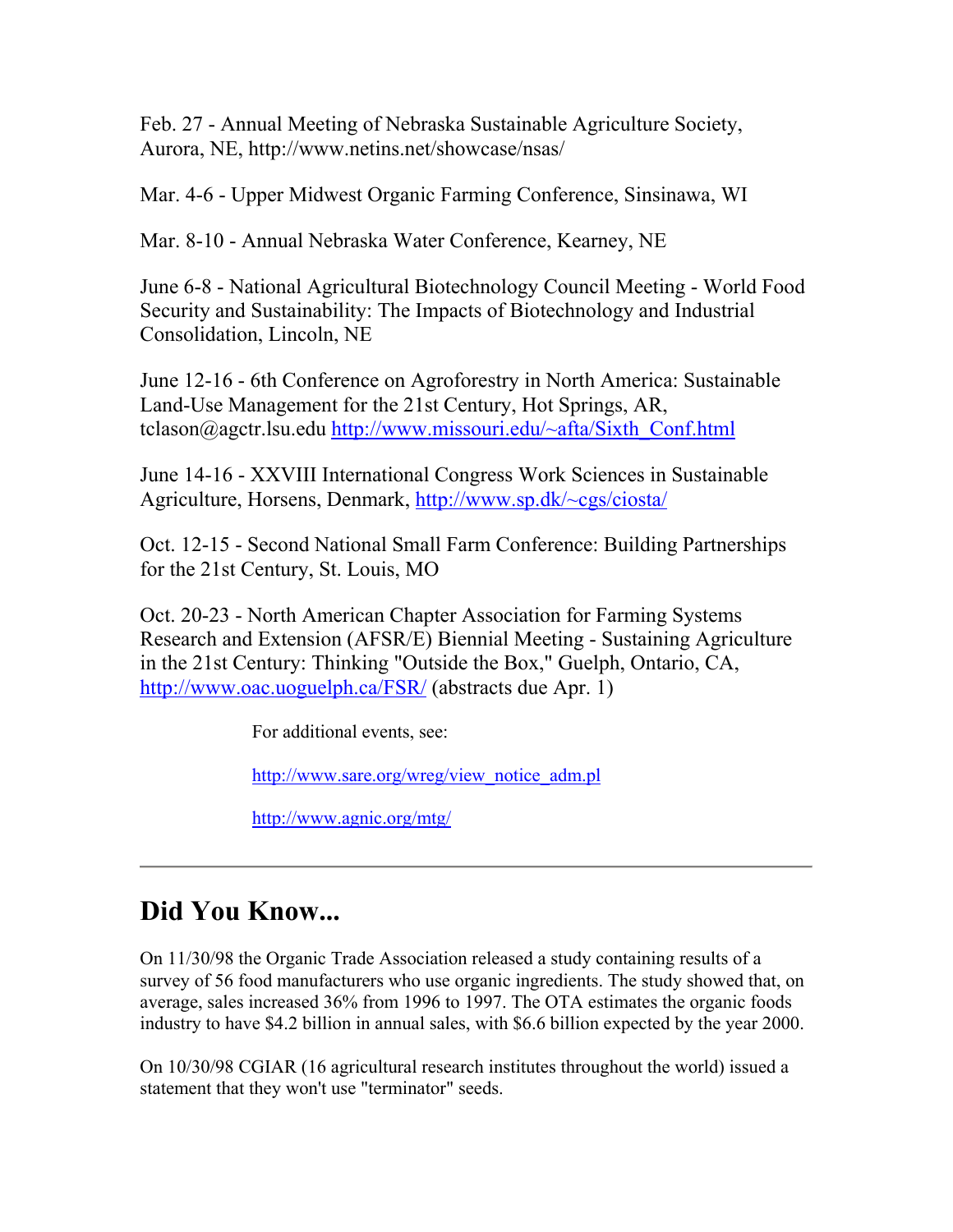Feb. 27 - Annual Meeting of Nebraska Sustainable Agriculture Society, Aurora, NE, http://www.netins.net/showcase/nsas/

Mar. 4-6 - Upper Midwest Organic Farming Conference, Sinsinawa, WI

Mar. 8-10 - Annual Nebraska Water Conference, Kearney, NE

June 6-8 - National Agricultural Biotechnology Council Meeting - World Food Security and Sustainability: The Impacts of Biotechnology and Industrial Consolidation, Lincoln, NE

June 12-16 - 6th Conference on Agroforestry in North America: Sustainable Land-Use Management for the 21st Century, Hot Springs, AR, tclason@agctr.lsu.edu http://www.missouri.edu/~afta/Sixth_Conf.html

June 14-16 - XXVIII International Congress Work Sciences in Sustainable Agriculture, Horsens, Denmark, http://www.sp.dk/~cgs/ciosta/

Oct. 12-15 - Second National Small Farm Conference: Building Partnerships for the 21st Century, St. Louis, MO

Oct. 20-23 - North American Chapter Association for Farming Systems Research and Extension (AFSR/E) Biennial Meeting - Sustaining Agriculture in the 21st Century: Thinking "Outside the Box," Guelph, Ontario, CA, http://www.oac.uoguelph.ca/FSR/ (abstracts due Apr. 1)

For additional events, see:

http://www.sare.org/wreg/view_notice_adm.pl

http://www.agnic.org/mtg/

---

## Did You Know...

On 11/30/98 the Organic Trade Association released a study containing results of a survey of 56 food manufacturers who use organic ingredients. The study showed that, on average, sales increased 36% from 1996 to 1997. The OTA estimates the organic foods industry to have $4.2 billion in annual sales, with $6.6 billion expected by the year 2000.

On 10/30/98 CGIAR (16 agricultural research institutes throughout the world) issued a statement that they won't use "terminator" seeds.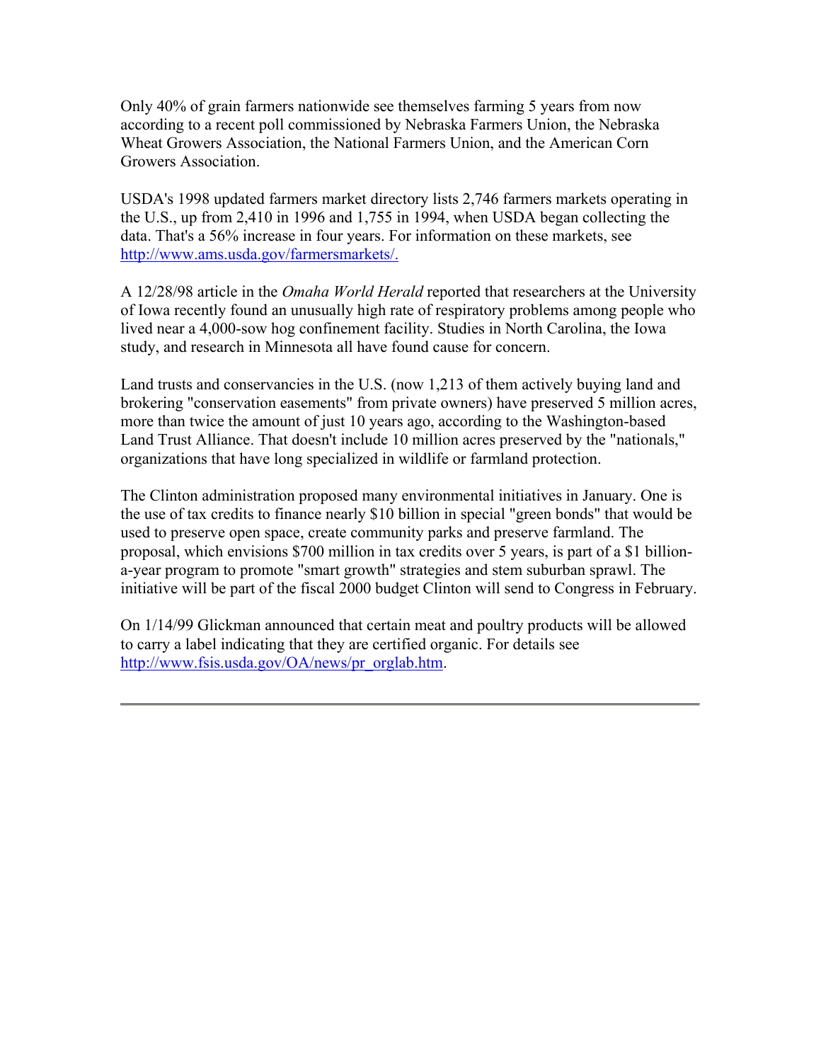Only 40% of grain farmers nationwide see themselves farming 5 years from now according to a recent poll commissioned by Nebraska Farmers Union, the Nebraska Wheat Growers Association, the National Farmers Union, and the American Corn Growers Association.

USDA's 1998 updated farmers market directory lists 2,746 farmers markets operating in the U.S., up from 2,410 in 1996 and 1,755 in 1994, when USDA began collecting the data. That's a 56% increase in four years. For information on these markets, see http://www.ams.usda.gov/farmersmarkets/.

A 12/28/98 article in the *Omaha World Herald* reported that researchers at the University of Iowa recently found an unusually high rate of respiratory problems among people who lived near a 4,000-sow hog confinement facility. Studies in North Carolina, the Iowa study, and research in Minnesota all have found cause for concern.

Land trusts and conservancies in the U.S. (now 1,213 of them actively buying land and brokering "conservation easements" from private owners) have preserved 5 million acres, more than twice the amount of just 10 years ago, according to the Washington-based Land Trust Alliance. That doesn't include 10 million acres preserved by the "nationals," organizations that have long specialized in wildlife or farmland protection.

The Clinton administration proposed many environmental initiatives in January. One is the use of tax credits to finance nearly $10 billion in special "green bonds" that would be used to preserve open space, create community parks and preserve farmland. The proposal, which envisions $700 million in tax credits over 5 years, is part of a $1 billion-a-year program to promote "smart growth" strategies and stem suburban sprawl. The initiative will be part of the fiscal 2000 budget Clinton will send to Congress in February.

On 1/14/99 Glickman announced that certain meat and poultry products will be allowed to carry a label indicating that they are certified organic. For details see http://www.fsis.usda.gov/OA/news/pr_orglab.htm.

---